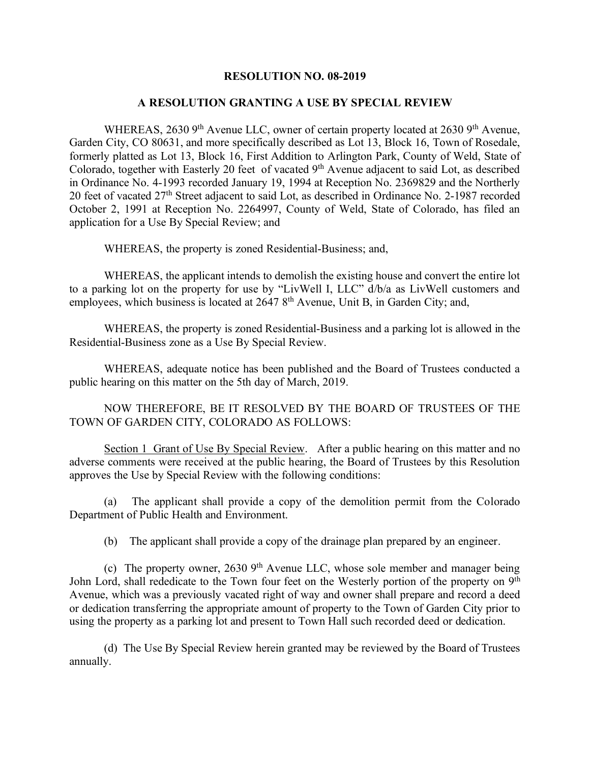**RESOLUTION NO. 08-2019**

**A RESOLUTION GRANTING A USE BY SPECIAL REVIEW**

WHEREAS, 2630 9th Avenue LLC, owner of certain property located at 2630 9th Avenue, Garden City, CO 80631, and more specifically described as Lot 13, Block 16, Town of Rosedale, formerly platted as Lot 13, Block 16, First Addition to Arlington Park, County of Weld, State of Colorado, together with Easterly 20 feet of vacated 9th Avenue adjacent to said Lot, as described in Ordinance No. 4-1993 recorded January 19, 1994 at Reception No. 2369829 and the Northerly 20 feet of vacated 27th Street adjacent to said Lot, as described in Ordinance No. 2-1987 recorded October 2, 1991 at Reception No. 2264997, County of Weld, State of Colorado, has filed an application for a Use By Special Review; and

WHEREAS, the property is zoned Residential-Business; and,

WHEREAS, the applicant intends to demolish the existing house and convert the entire lot to a parking lot on the property for use by "LivWell I, LLC" d/b/a as LivWell customers and employees, which business is located at 2647 8th Avenue, Unit B, in Garden City; and,

WHEREAS, the property is zoned Residential-Business and a parking lot is allowed in the Residential-Business zone as a Use By Special Review.

WHEREAS, adequate notice has been published and the Board of Trustees conducted a public hearing on this matter on the 5th day of March, 2019.

NOW THEREFORE, BE IT RESOLVED BY THE BOARD OF TRUSTEES OF THE TOWN OF GARDEN CITY, COLORADO AS FOLLOWS:

Section 1 Grant of Use By Special Review. After a public hearing on this matter and no adverse comments were received at the public hearing, the Board of Trustees by this Resolution approves the Use by Special Review with the following conditions:

(a) The applicant shall provide a copy of the demolition permit from the Colorado Department of Public Health and Environment.

(b) The applicant shall provide a copy of the drainage plan prepared by an engineer.

(c) The property owner, 2630 9th Avenue LLC, whose sole member and manager being John Lord, shall rededicate to the Town four feet on the Westerly portion of the property on 9th Avenue, which was a previously vacated right of way and owner shall prepare and record a deed or dedication transferring the appropriate amount of property to the Town of Garden City prior to using the property as a parking lot and present to Town Hall such recorded deed or dedication.

(d) The Use By Special Review herein granted may be reviewed by the Board of Trustees annually.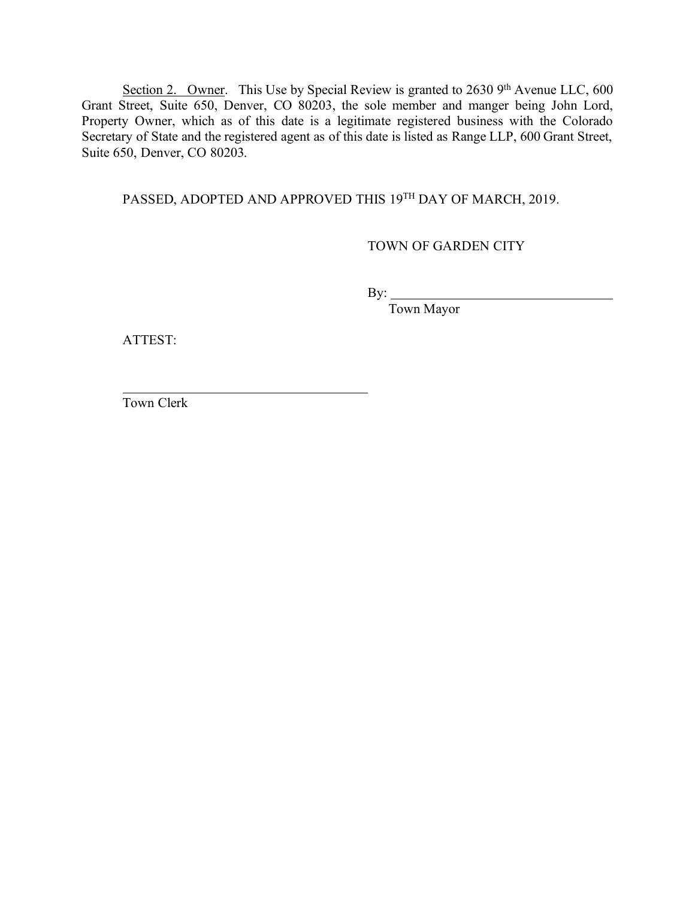Section 2. Owner. This Use by Special Review is granted to 2630 9th Avenue LLC, 600 Grant Street, Suite 650, Denver, CO 80203, the sole member and manger being John Lord, Property Owner, which as of this date is a legitimate registered business with the Colorado Secretary of State and the registered agent as of this date is listed as Range LLP, 600 Grant Street, Suite 650, Denver, CO 80203.

PASSED, ADOPTED AND APPROVED THIS 19TH DAY OF MARCH, 2019.

TOWN OF GARDEN CITY

By: ___________________________________
Town Mayor

ATTEST:

___________________________________
Town Clerk